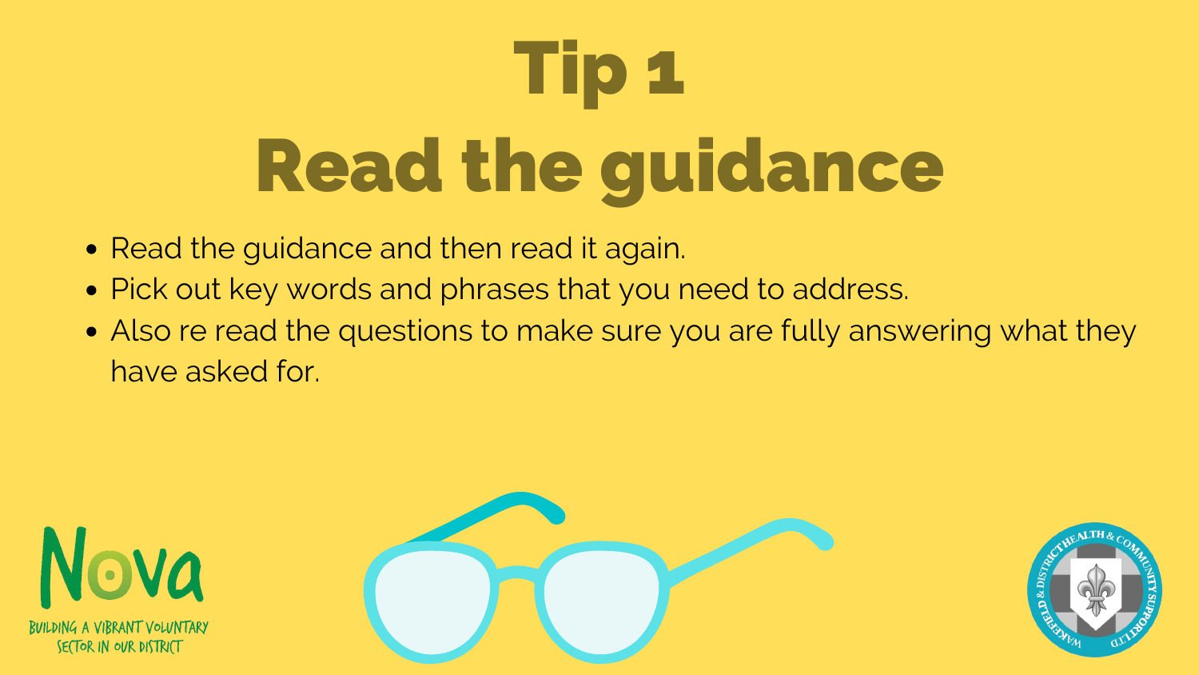# Tip 1
# Read the guidance

- Read the guidance and then read it again.
- Pick out key words and phrases that you need to address.
- Also re read the questions to make sure you are fully answering what they have asked for.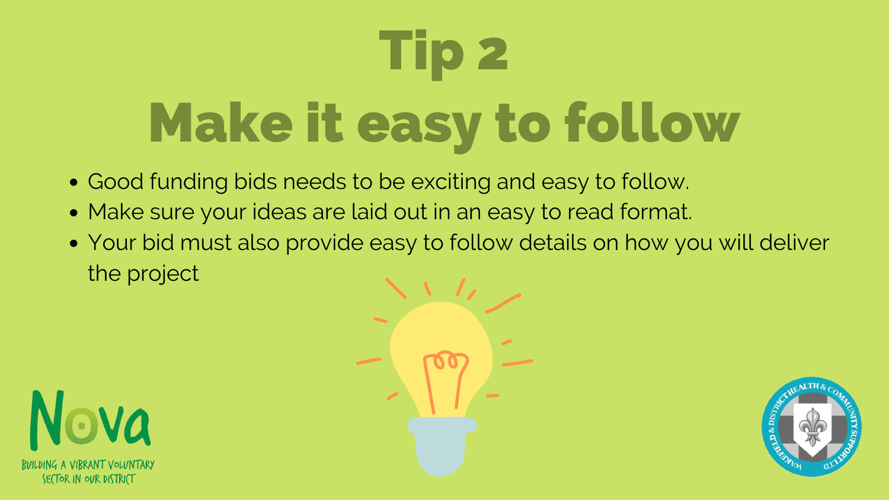# Tip 2
# Make it easy to follow

- Good funding bids needs to be exciting and easy to follow.
- Make sure your ideas are laid out in an easy to read format.
- Your bid must also provide easy to follow details on how you will deliver the project

Nova

BUILDING A VIBRANT VOLUNTARY SECTOR IN OUR DISTRICT

WAKEFIELD & DISTRICT HEALTH & COMMUNITY SUPPORT LTD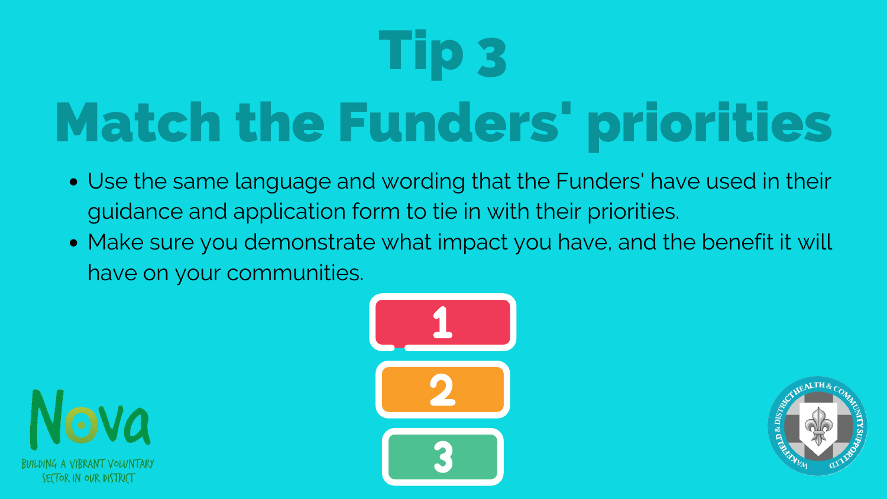# Tip 3
# Match the Funders' priorities

- Use the same language and wording that the Funders' have used in their guidance and application form to tie in with their priorities.
- Make sure you demonstrate what impact you have, and the benefit it will have on your communities.

1

2

3

Nova

BUILDING A VIBRANT VOLUNTARY SECTOR IN OUR DISTRICT

WAKEFIELD & DISTRICT HEALTH & COMMUNITY SUPPORT LTD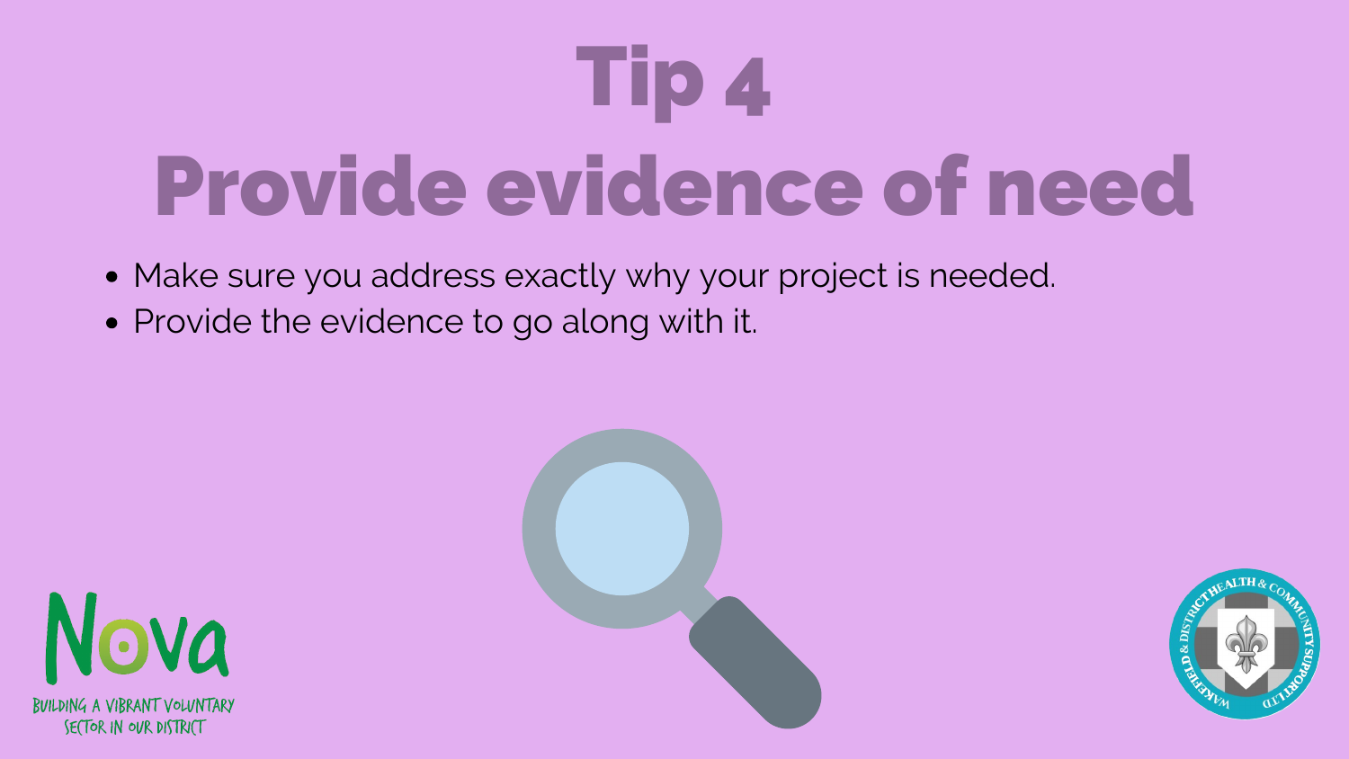# Tip 4

# Provide evidence of need

- Make sure you address exactly why your project is needed.
- Provide the evidence to go along with it.

Nova

BUILDING A VIBRANT VOLUNTARY SECTOR IN OUR DISTRICT

WAKEFIELD & DISTRICT HEALTH & COMMUNITY SUPPORT LTD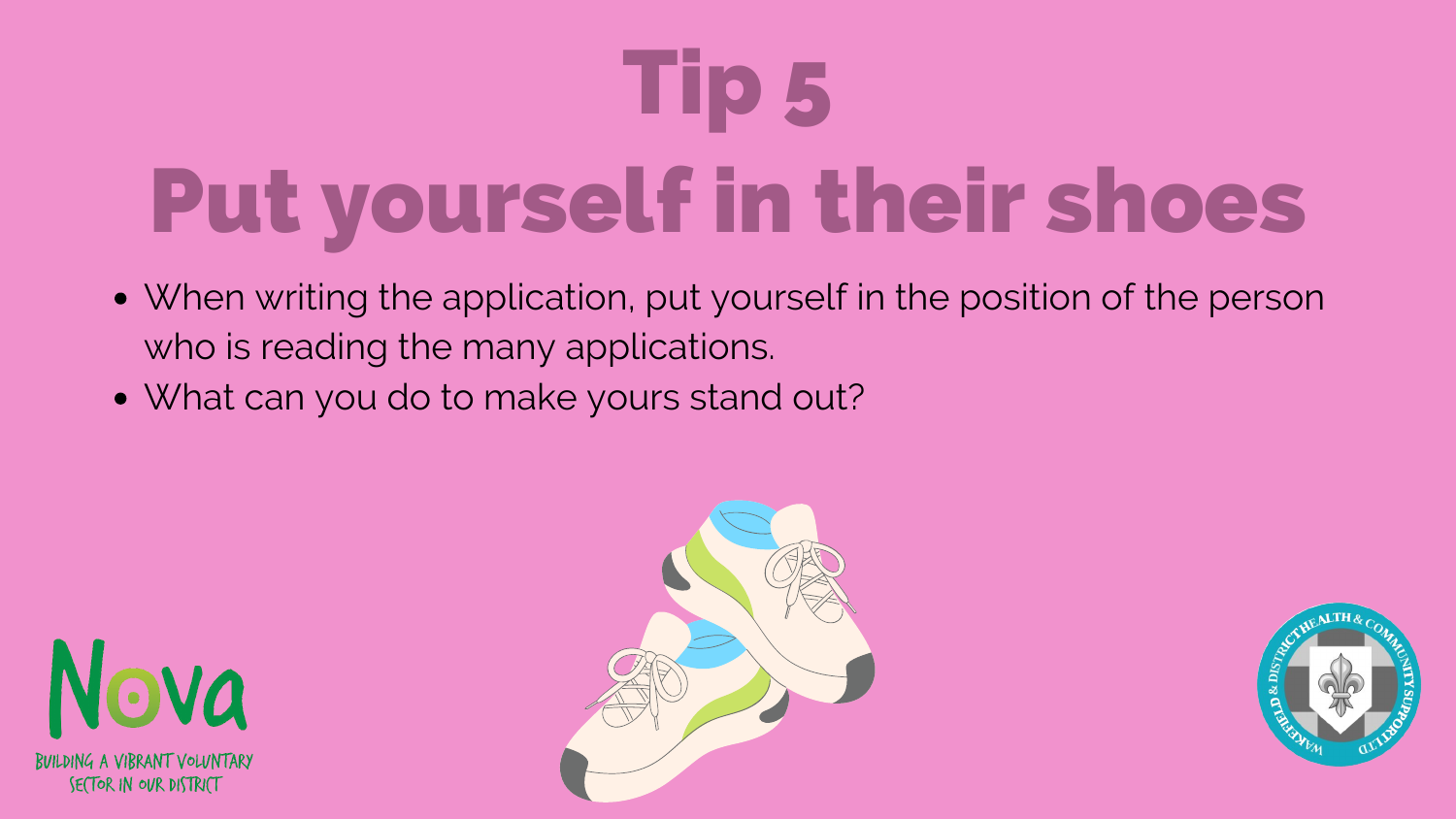# Tip 5
# Put yourself in their shoes

- When writing the application, put yourself in the position of the person who is reading the many applications.
- What can you do to make yours stand out?

Nova
BUILDING A VIBRANT VOLUNTARY SECTOR IN OUR DISTRICT

WAKEFIELD & DISTRICT HEALTH & COMMUNITY SUPPORT LTD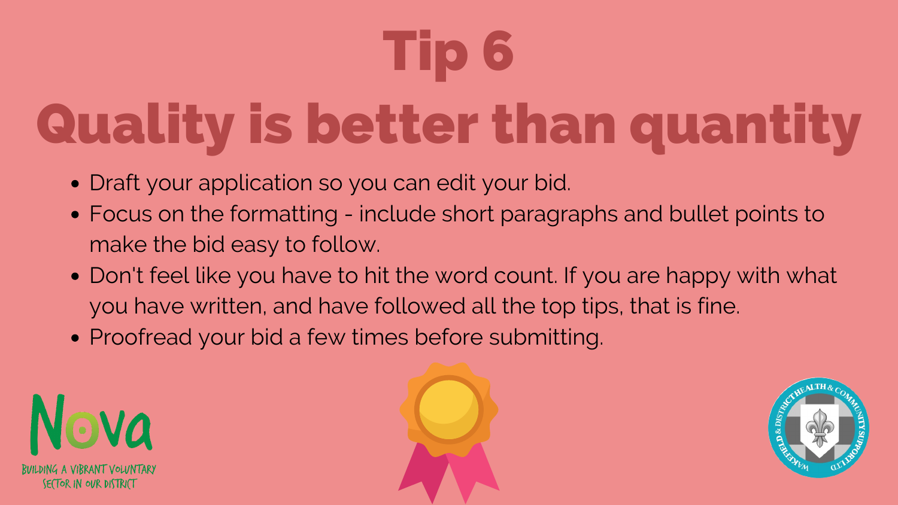# Tip 6

# Quality is better than quantity

- Draft your application so you can edit your bid.
- Focus on the formatting - include short paragraphs and bullet points to make the bid easy to follow.
- Don't feel like you have to hit the word count. If you are happy with what you have written, and have followed all the top tips, that is fine.
- Proofread your bid a few times before submitting.

Nova

BUILDING A VIBRANT VOLUNTARY SECTOR IN OUR DISTRICT

WAKEFIELD & DISTRICT HEALTH & COMMUNITY SUPPORT LTD